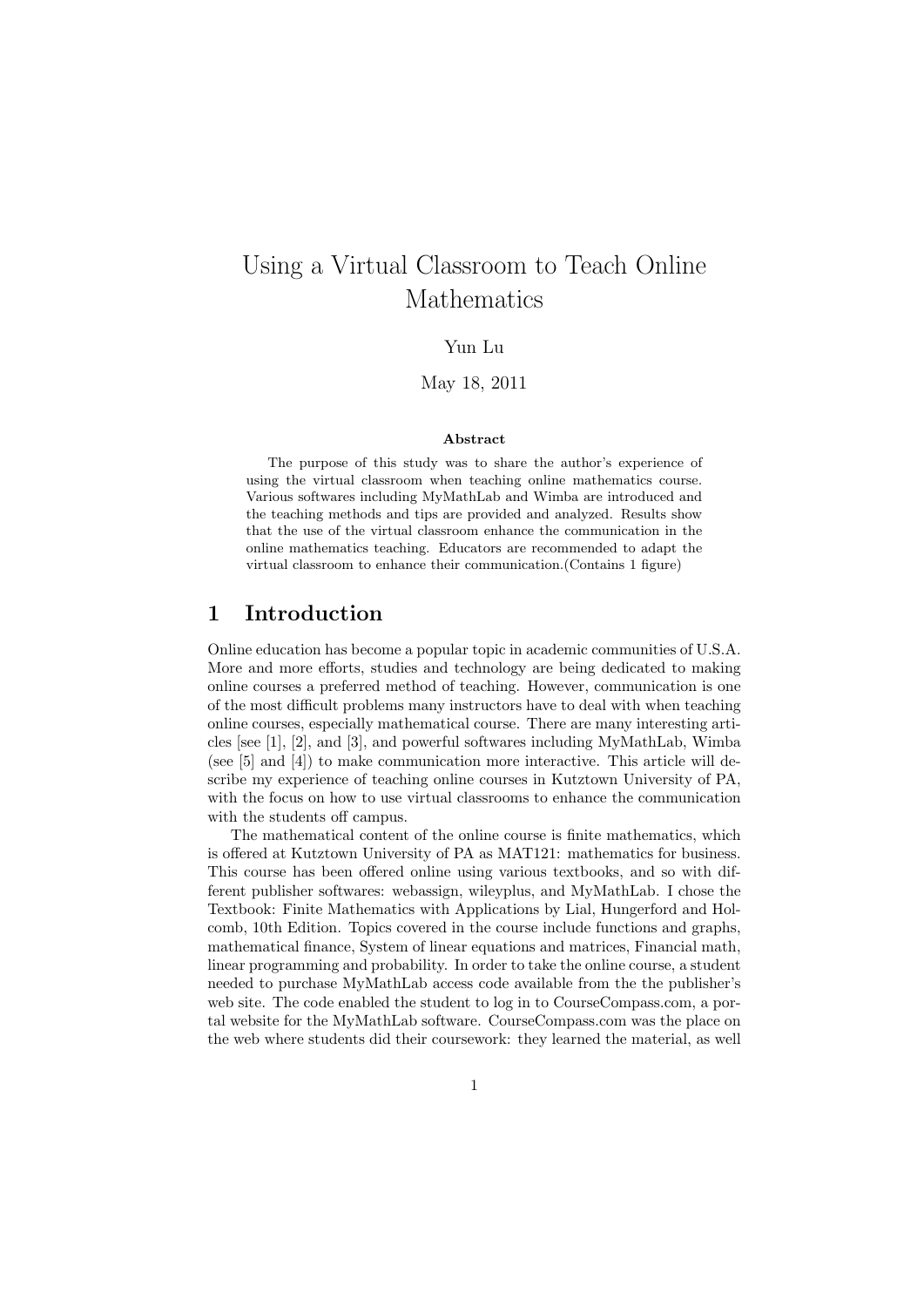# Using a Virtual Classroom to Teach Online Mathematics

Yun Lu

May 18, 2011

**Abstract**

The purpose of this study was to share the author's experience of using the virtual classroom when teaching online mathematics course. Various softwares including MyMathLab and Wimba are introduced and the teaching methods and tips are provided and analyzed. Results show that the use of the virtual classroom enhance the communication in the online mathematics teaching. Educators are recommended to adapt the virtual classroom to enhance their communication.(Contains 1 figure)

## 1 Introduction

Online education has become a popular topic in academic communities of U.S.A. More and more efforts, studies and technology are being dedicated to making online courses a preferred method of teaching. However, communication is one of the most difficult problems many instructors have to deal with when teaching online courses, especially mathematical course. There are many interesting articles [see [1], [2], and [3], and powerful softwares including MyMathLab, Wimba (see [5] and [4]) to make communication more interactive. This article will describe my experience of teaching online courses in Kutztown University of PA, with the focus on how to use virtual classrooms to enhance the communication with the students off campus.

The mathematical content of the online course is finite mathematics, which is offered at Kutztown University of PA as MAT121: mathematics for business. This course has been offered online using various textbooks, and so with different publisher softwares: webassign, wileyplus, and MyMathLab. I chose the Textbook: Finite Mathematics with Applications by Lial, Hungerford and Holcomb, 10th Edition. Topics covered in the course include functions and graphs, mathematical finance, System of linear equations and matrices, Financial math, linear programming and probability. In order to take the online course, a student needed to purchase MyMathLab access code available from the the publisher's web site. The code enabled the student to log in to CourseCompass.com, a portal website for the MyMathLab software. CourseCompass.com was the place on the web where students did their coursework: they learned the material, as well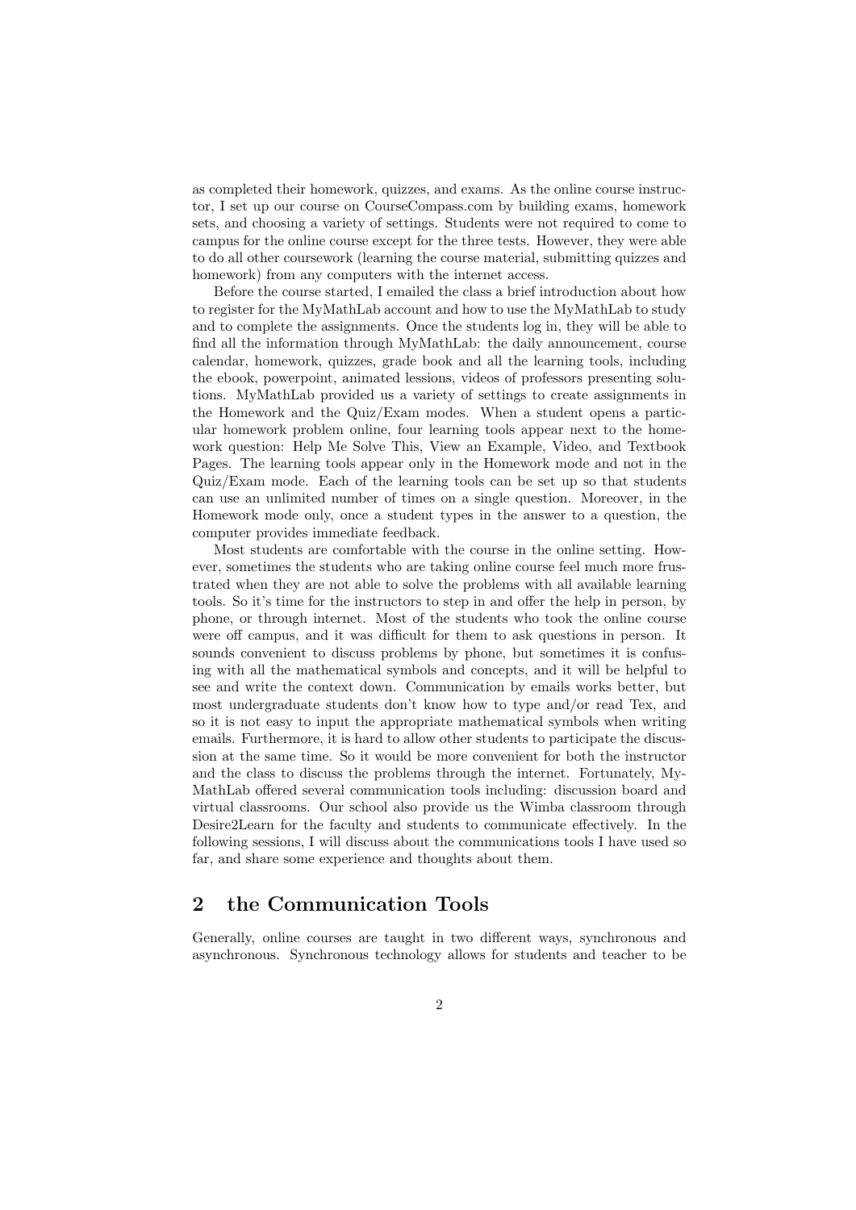as completed their homework, quizzes, and exams. As the online course instructor, I set up our course on CourseCompass.com by building exams, homework sets, and choosing a variety of settings. Students were not required to come to campus for the online course except for the three tests. However, they were able to do all other coursework (learning the course material, submitting quizzes and homework) from any computers with the internet access.

Before the course started, I emailed the class a brief introduction about how to register for the MyMathLab account and how to use the MyMathLab to study and to complete the assignments. Once the students log in, they will be able to find all the information through MyMathLab: the daily announcement, course calendar, homework, quizzes, grade book and all the learning tools, including the ebook, powerpoint, animated lessions, videos of professors presenting solutions. MyMathLab provided us a variety of settings to create assignments in the Homework and the Quiz/Exam modes. When a student opens a particular homework problem online, four learning tools appear next to the homework question: Help Me Solve This, View an Example, Video, and Textbook Pages. The learning tools appear only in the Homework mode and not in the Quiz/Exam mode. Each of the learning tools can be set up so that students can use an unlimited number of times on a single question. Moreover, in the Homework mode only, once a student types in the answer to a question, the computer provides immediate feedback.

Most students are comfortable with the course in the online setting. However, sometimes the students who are taking online course feel much more frustrated when they are not able to solve the problems with all available learning tools. So it's time for the instructors to step in and offer the help in person, by phone, or through internet. Most of the students who took the online course were off campus, and it was difficult for them to ask questions in person. It sounds convenient to discuss problems by phone, but sometimes it is confusing with all the mathematical symbols and concepts, and it will be helpful to see and write the context down. Communication by emails works better, but most undergraduate students don't know how to type and/or read Tex, and so it is not easy to input the appropriate mathematical symbols when writing emails. Furthermore, it is hard to allow other students to participate the discussion at the same time. So it would be more convenient for both the instructor and the class to discuss the problems through the internet. Fortunately, MyMathLab offered several communication tools including: discussion board and virtual classrooms. Our school also provide us the Wimba classroom through Desire2Learn for the faculty and students to communicate effectively. In the following sessions, I will discuss about the communications tools I have used so far, and share some experience and thoughts about them.

## 2 the Communication Tools

Generally, online courses are taught in two different ways, synchronous and asynchronous. Synchronous technology allows for students and teacher to be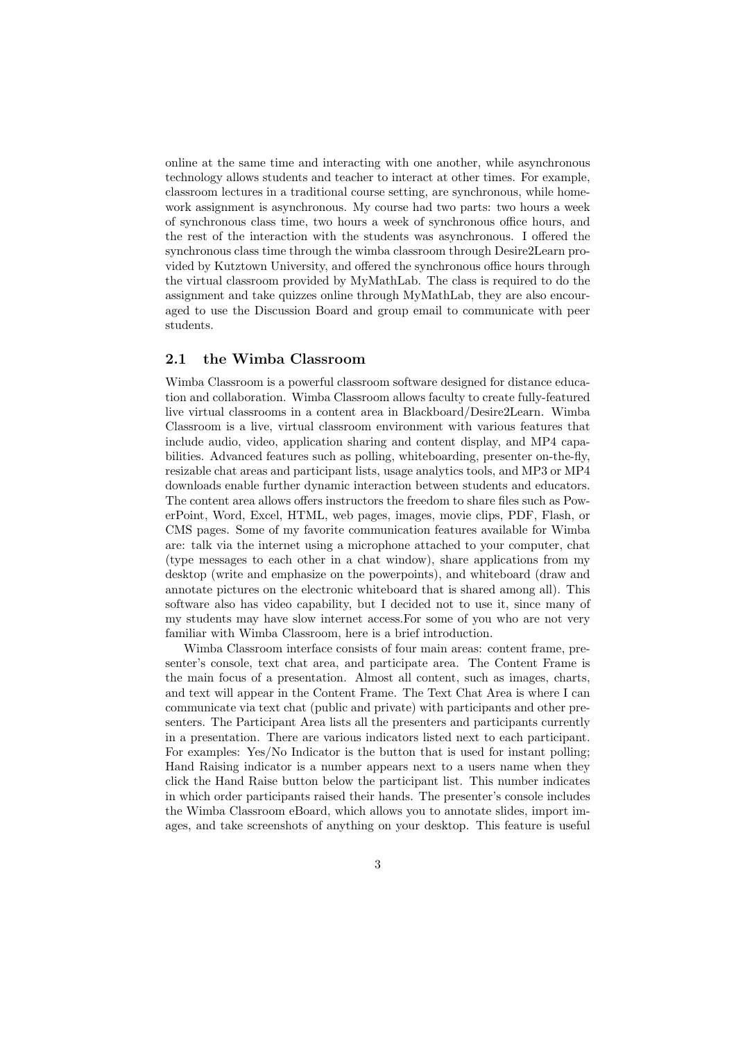online at the same time and interacting with one another, while asynchronous technology allows students and teacher to interact at other times. For example, classroom lectures in a traditional course setting, are synchronous, while homework assignment is asynchronous. My course had two parts: two hours a week of synchronous class time, two hours a week of synchronous office hours, and the rest of the interaction with the students was asynchronous. I offered the synchronous class time through the wimba classroom through Desire2Learn provided by Kutztown University, and offered the synchronous office hours through the virtual classroom provided by MyMathLab. The class is required to do the assignment and take quizzes online through MyMathLab, they are also encouraged to use the Discussion Board and group email to communicate with peer students.

## 2.1 the Wimba Classroom

Wimba Classroom is a powerful classroom software designed for distance education and collaboration. Wimba Classroom allows faculty to create fully-featured live virtual classrooms in a content area in Blackboard/Desire2Learn. Wimba Classroom is a live, virtual classroom environment with various features that include audio, video, application sharing and content display, and MP4 capabilities. Advanced features such as polling, whiteboarding, presenter on-the-fly, resizable chat areas and participant lists, usage analytics tools, and MP3 or MP4 downloads enable further dynamic interaction between students and educators. The content area allows offers instructors the freedom to share files such as PowerPoint, Word, Excel, HTML, web pages, images, movie clips, PDF, Flash, or CMS pages. Some of my favorite communication features available for Wimba are: talk via the internet using a microphone attached to your computer, chat (type messages to each other in a chat window), share applications from my desktop (write and emphasize on the powerpoints), and whiteboard (draw and annotate pictures on the electronic whiteboard that is shared among all). This software also has video capability, but I decided not to use it, since many of my students may have slow internet access.For some of you who are not very familiar with Wimba Classroom, here is a brief introduction.

Wimba Classroom interface consists of four main areas: content frame, presenter's console, text chat area, and participate area. The Content Frame is the main focus of a presentation. Almost all content, such as images, charts, and text will appear in the Content Frame. The Text Chat Area is where I can communicate via text chat (public and private) with participants and other presenters. The Participant Area lists all the presenters and participants currently in a presentation. There are various indicators listed next to each participant. For examples: Yes/No Indicator is the button that is used for instant polling; Hand Raising indicator is a number appears next to a users name when they click the Hand Raise button below the participant list. This number indicates in which order participants raised their hands. The presenter's console includes the Wimba Classroom eBoard, which allows you to annotate slides, import images, and take screenshots of anything on your desktop. This feature is useful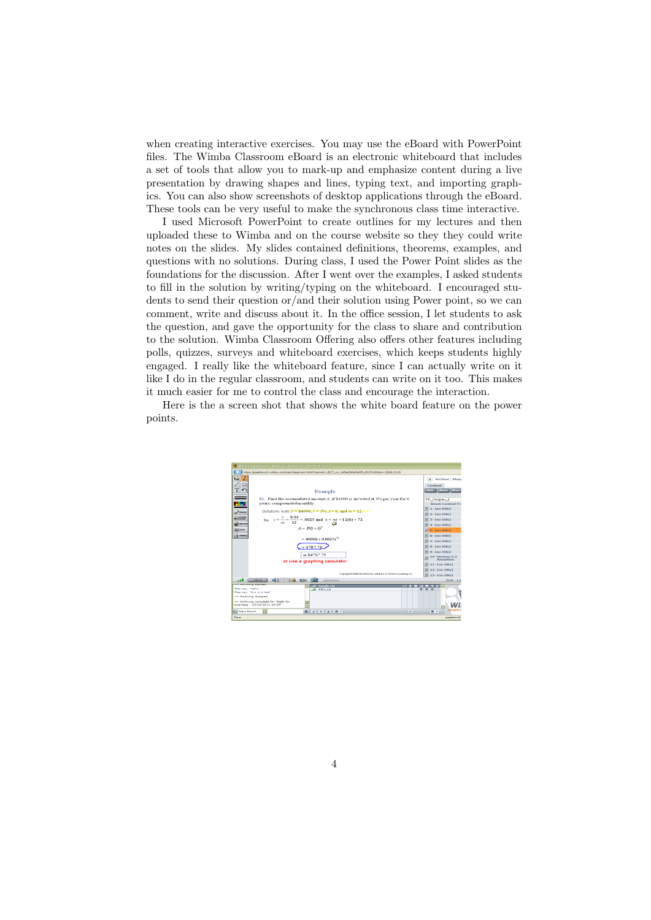when creating interactive exercises. You may use the eBoard with PowerPoint files. The Wimba Classroom eBoard is an electronic whiteboard that includes a set of tools that allow you to mark-up and emphasize content during a live presentation by drawing shapes and lines, typing text, and importing graphics. You can also show screenshots of desktop applications through the eBoard. These tools can be very useful to make the synchronous class time interactive.

I used Microsoft PowerPoint to create outlines for my lectures and then uploaded these to Wimba and on the course website so they they could write notes on the slides. My slides contained definitions, theorems, examples, and questions with no solutions. During class, I used the Power Point slides as the foundations for the discussion. After I went over the examples, I asked students to fill in the solution by writing/typing on the whiteboard. I encouraged students to send their question or/and their solution using Power point, so we can comment, write and discuss about it. In the office session, I let students to ask the question, and gave the opportunity for the class to share and contribution to the solution. Wimba Classroom Offering also offers other features including polls, quizzes, surveys and whiteboard exercises, which keeps students highly engaged. I really like the whiteboard feature, since I can actually write on it like I do in the regular classroom, and students can write on it too. This makes it much easier for me to control the class and encourage the interaction.

Here is the a screen shot that shows the white board feature on the power points.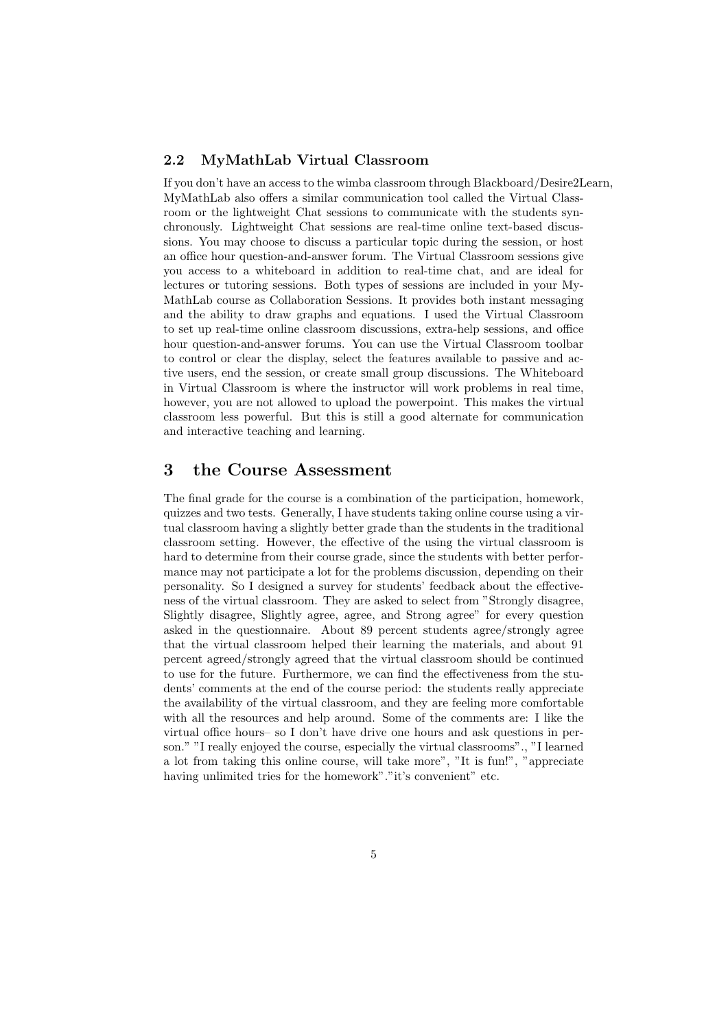### 2.2 MyMathLab Virtual Classroom

If you don't have an access to the wimba classroom through Blackboard/Desire2Learn, MyMathLab also offers a similar communication tool called the Virtual Classroom or the lightweight Chat sessions to communicate with the students synchronously. Lightweight Chat sessions are real-time online text-based discussions. You may choose to discuss a particular topic during the session, or host an office hour question-and-answer forum. The Virtual Classroom sessions give you access to a whiteboard in addition to real-time chat, and are ideal for lectures or tutoring sessions. Both types of sessions are included in your MyMathLab course as Collaboration Sessions. It provides both instant messaging and the ability to draw graphs and equations. I used the Virtual Classroom to set up real-time online classroom discussions, extra-help sessions, and office hour question-and-answer forums. You can use the Virtual Classroom toolbar to control or clear the display, select the features available to passive and active users, end the session, or create small group discussions. The Whiteboard in Virtual Classroom is where the instructor will work problems in real time, however, you are not allowed to upload the powerpoint. This makes the virtual classroom less powerful. But this is still a good alternate for communication and interactive teaching and learning.

## 3 the Course Assessment

The final grade for the course is a combination of the participation, homework, quizzes and two tests. Generally, I have students taking online course using a virtual classroom having a slightly better grade than the students in the traditional classroom setting. However, the effective of the using the virtual classroom is hard to determine from their course grade, since the students with better performance may not participate a lot for the problems discussion, depending on their personality. So I designed a survey for students' feedback about the effectiveness of the virtual classroom. They are asked to select from "Strongly disagree, Slightly disagree, Slightly agree, agree, and Strong agree" for every question asked in the questionnaire. About 89 percent students agree/strongly agree that the virtual classroom helped their learning the materials, and about 91 percent agreed/strongly agreed that the virtual classroom should be continued to use for the future. Furthermore, we can find the effectiveness from the students' comments at the end of the course period: the students really appreciate the availability of the virtual classroom, and they are feeling more comfortable with all the resources and help around. Some of the comments are: I like the virtual office hours– so I don't have drive one hours and ask questions in person." "I really enjoyed the course, especially the virtual classrooms"., "I learned a lot from taking this online course, will take more", "It is fun!", "appreciate having unlimited tries for the homework"."it's convenient" etc.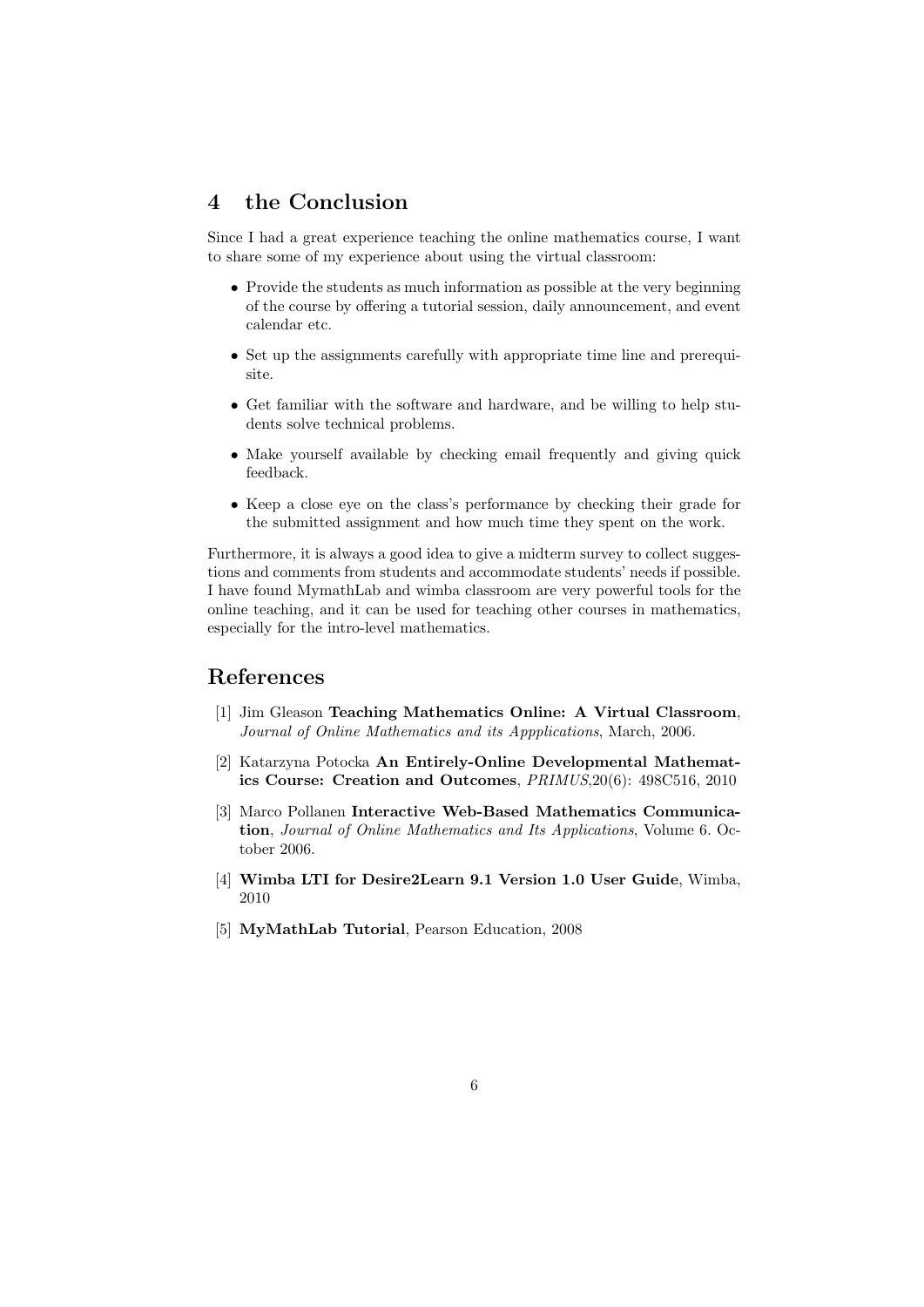## 4 the Conclusion

Since I had a great experience teaching the online mathematics course, I want to share some of my experience about using the virtual classroom:

- Provide the students as much information as possible at the very beginning of the course by offering a tutorial session, daily announcement, and event calendar etc.
- Set up the assignments carefully with appropriate time line and prerequisite.
- Get familiar with the software and hardware, and be willing to help students solve technical problems.
- Make yourself available by checking email frequently and giving quick feedback.
- Keep a close eye on the class's performance by checking their grade for the submitted assignment and how much time they spent on the work.

Furthermore, it is always a good idea to give a midterm survey to collect suggestions and comments from students and accommodate students' needs if possible. I have found MymathLab and wimba classroom are very powerful tools for the online teaching, and it can be used for teaching other courses in mathematics, especially for the intro-level mathematics.

## References

[1] Jim Gleason **Teaching Mathematics Online: A Virtual Classroom**, *Journal of Online Mathematics and its Appplications*, March, 2006.

[2] Katarzyna Potocka **An Entirely-Online Developmental Mathematics Course: Creation and Outcomes**, *PRIMUS*,20(6): 498C516, 2010

[3] Marco Pollanen **Interactive Web-Based Mathematics Communication**, *Journal of Online Mathematics and Its Applications*, Volume 6. October 2006.

[4] **Wimba LTI for Desire2Learn 9.1 Version 1.0 User Guide**, Wimba, 2010

[5] **MyMathLab Tutorial**, Pearson Education, 2008